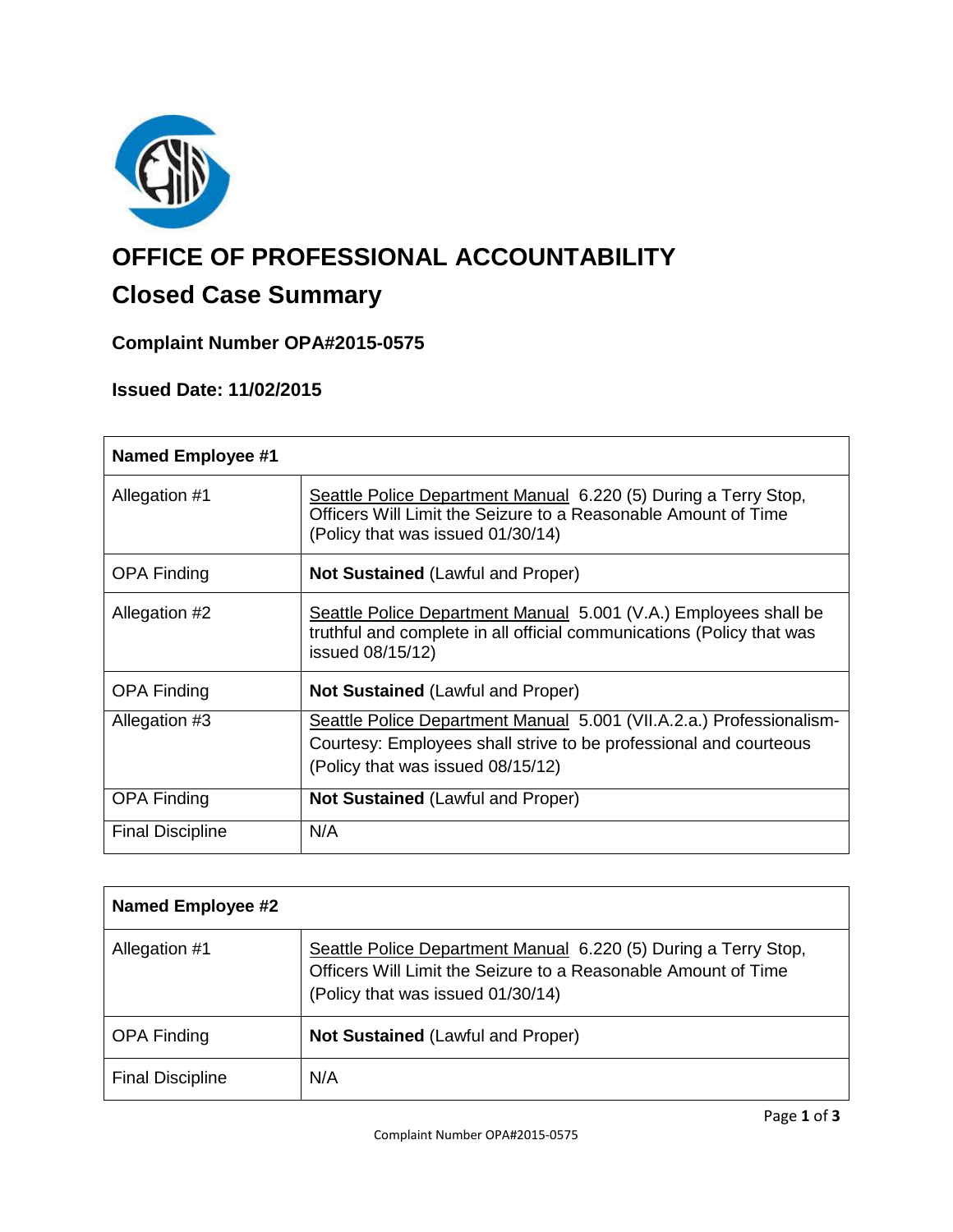# OFFICE OF PROFESSIONAL ACCOUNTABILITY

## Closed Case Summary

### Complaint Number OPA#2015-0575

### Issued Date: 11/02/2015

| Named Employee #1 | |
|---|---|
| Allegation #1 | Seattle Police Department Manual 6.220 (5) During a Terry Stop, Officers Will Limit the Seizure to a Reasonable Amount of Time (Policy that was issued 01/30/14) |
| OPA Finding | **Not Sustained** (Lawful and Proper) |
| Allegation #2 | Seattle Police Department Manual 5.001 (V.A.) Employees shall be truthful and complete in all official communications (Policy that was issued 08/15/12) |
| OPA Finding | **Not Sustained** (Lawful and Proper) |
| Allegation #3 | Seattle Police Department Manual 5.001 (VII.A.2.a.) Professionalism-Courtesy: Employees shall strive to be professional and courteous (Policy that was issued 08/15/12) |
| OPA Finding | **Not Sustained** (Lawful and Proper) |
| Final Discipline | N/A |

| Named Employee #2 | |
|---|---|
| Allegation #1 | Seattle Police Department Manual 6.220 (5) During a Terry Stop, Officers Will Limit the Seizure to a Reasonable Amount of Time (Policy that was issued 01/30/14) |
| OPA Finding | **Not Sustained** (Lawful and Proper) |
| Final Discipline | N/A |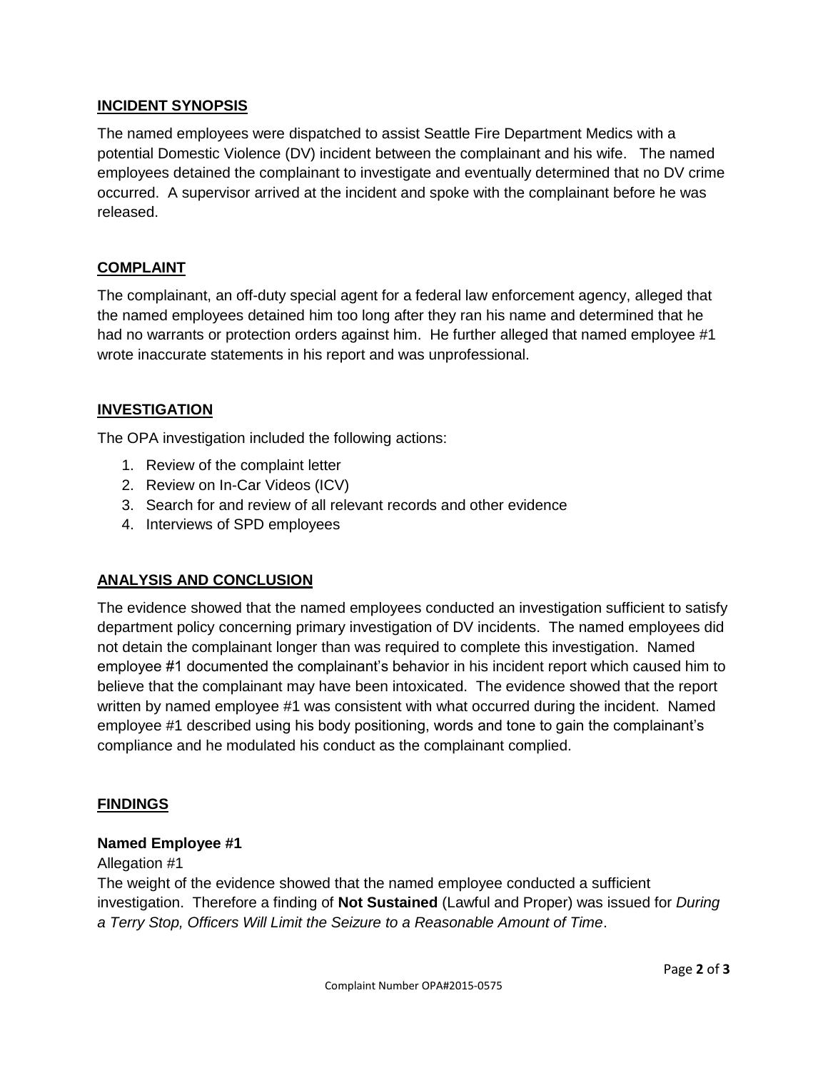## INCIDENT SYNOPSIS

The named employees were dispatched to assist Seattle Fire Department Medics with a potential Domestic Violence (DV) incident between the complainant and his wife. The named employees detained the complainant to investigate and eventually determined that no DV crime occurred. A supervisor arrived at the incident and spoke with the complainant before he was released.

## COMPLAINT

The complainant, an off-duty special agent for a federal law enforcement agency, alleged that the named employees detained him too long after they ran his name and determined that he had no warrants or protection orders against him. He further alleged that named employee #1 wrote inaccurate statements in his report and was unprofessional.

## INVESTIGATION

The OPA investigation included the following actions:

1. Review of the complaint letter
2. Review on In-Car Videos (ICV)
3. Search for and review of all relevant records and other evidence
4. Interviews of SPD employees

## ANALYSIS AND CONCLUSION

The evidence showed that the named employees conducted an investigation sufficient to satisfy department policy concerning primary investigation of DV incidents. The named employees did not detain the complainant longer than was required to complete this investigation. Named employee #1 documented the complainant's behavior in his incident report which caused him to believe that the complainant may have been intoxicated. The evidence showed that the report written by named employee #1 was consistent with what occurred during the incident. Named employee #1 described using his body positioning, words and tone to gain the complainant's compliance and he modulated his conduct as the complainant complied.

## FINDINGS

### Named Employee #1

Allegation #1

The weight of the evidence showed that the named employee conducted a sufficient investigation. Therefore a finding of **Not Sustained** (Lawful and Proper) was issued for *During a Terry Stop, Officers Will Limit the Seizure to a Reasonable Amount of Time*.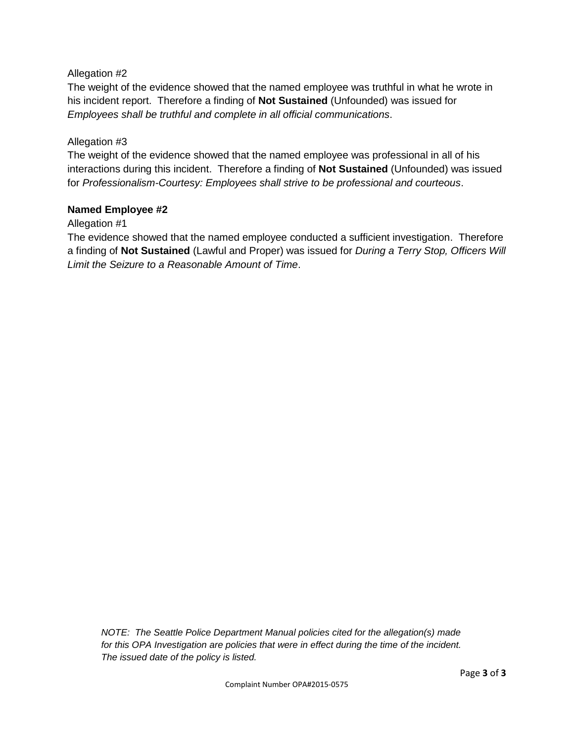Allegation #2

The weight of the evidence showed that the named employee was truthful in what he wrote in his incident report. Therefore a finding of **Not Sustained** (Unfounded) was issued for *Employees shall be truthful and complete in all official communications*.

Allegation #3

The weight of the evidence showed that the named employee was professional in all of his interactions during this incident. Therefore a finding of **Not Sustained** (Unfounded) was issued for *Professionalism-Courtesy: Employees shall strive to be professional and courteous*.

**Named Employee #2**

Allegation #1

The evidence showed that the named employee conducted a sufficient investigation. Therefore a finding of **Not Sustained** (Lawful and Proper) was issued for *During a Terry Stop, Officers Will Limit the Seizure to a Reasonable Amount of Time*.

*NOTE: The Seattle Police Department Manual policies cited for the allegation(s) made for this OPA Investigation are policies that were in effect during the time of the incident. The issued date of the policy is listed.*

Complaint Number OPA#2015-0575